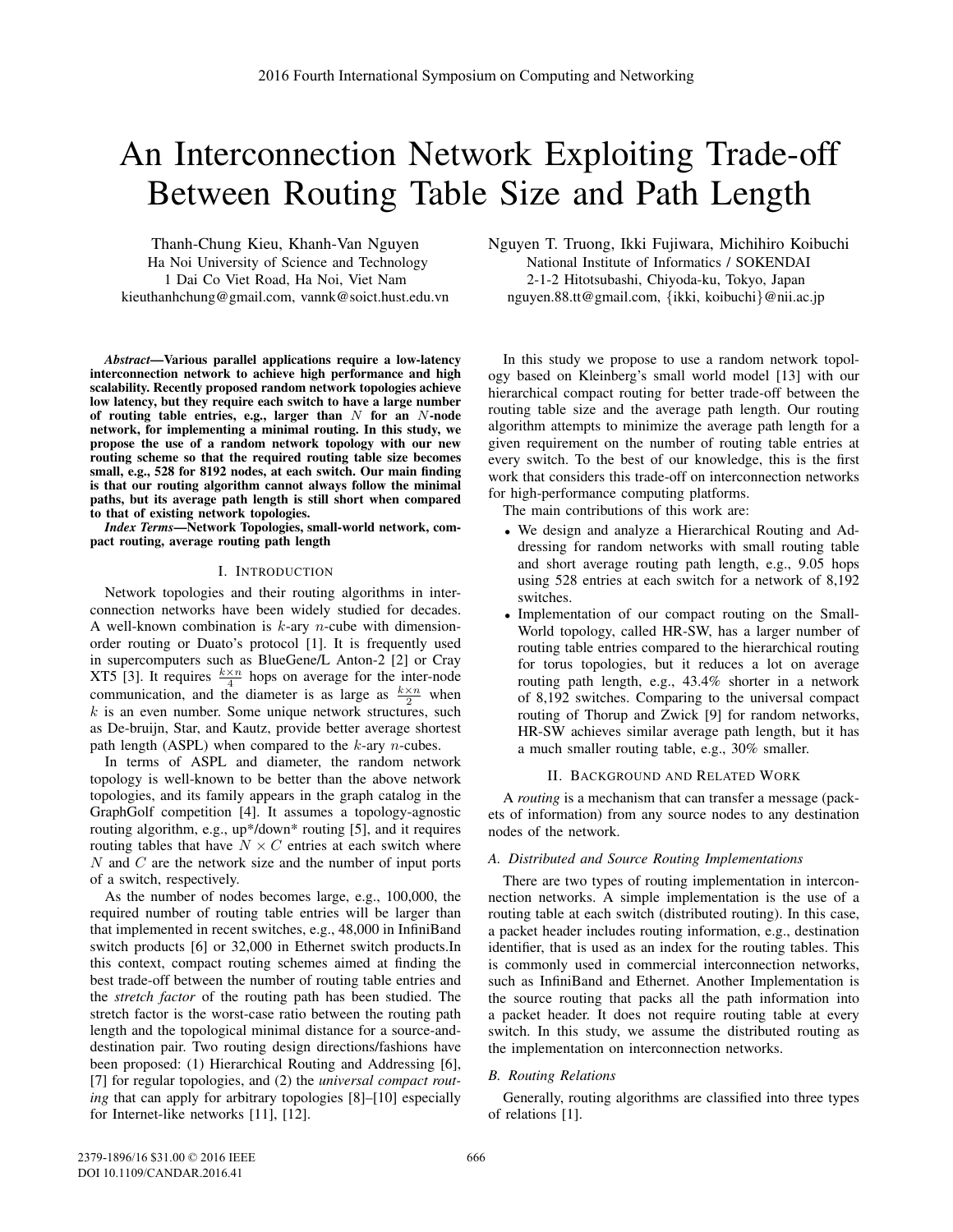# An Interconnection Network Exploiting Trade-off Between Routing Table Size and Path Length

Thanh-Chung Kieu, Khanh-Van Nguyen
Ha Noi University of Science and Technology
1 Dai Co Viet Road, Ha Noi, Viet Nam
kieuthanhchung@gmail.com, vannk@soict.hust.edu.vn

Nguyen T. Truong, Ikki Fujiwara, Michihiro Koibuchi
National Institute of Informatics / SOKENDAI
2-1-2 Hitotsubashi, Chiyoda-ku, Tokyo, Japan
nguyen.88.tt@gmail.com, {ikki, koibuchi}@nii.ac.jp

***Abstract*—Various parallel applications require a low-latency interconnection network to achieve high performance and high scalability. Recently proposed random network topologies achieve low latency, but they require each switch to have a large number of routing table entries, e.g., larger than $N$ for an $N$-node network, for implementing a minimal routing. In this study, we propose the use of a random network topology with our new routing scheme so that the required routing table size becomes small, e.g., 528 for 8192 nodes, at each switch. Our main finding is that our routing algorithm cannot always follow the minimal paths, but its average path length is still short when compared to that of existing network topologies.**

***Index Terms*—Network Topologies, small-world network, compact routing, average routing path length**

## I. Introduction

Network topologies and their routing algorithms in interconnection networks have been widely studied for decades. A well-known combination is $k$-ary $n$-cube with dimension-order routing or Duato's protocol [1]. It is frequently used in supercomputers such as BlueGene/L Anton-2 [2] or Cray XT5 [3]. It requires $\frac{k\times n}{4}$ hops on average for the inter-node communication, and the diameter is as large as $\frac{k\times n}{2}$ when $k$ is an even number. Some unique network structures, such as De-bruijn, Star, and Kautz, provide better average shortest path length (ASPL) when compared to the $k$-ary $n$-cubes.

In terms of ASPL and diameter, the random network topology is well-known to be better than the above network topologies, and its family appears in the graph catalog in the GraphGolf competition [4]. It assumes a topology-agnostic routing algorithm, e.g., up*/down* routing [5], and it requires routing tables that have $N \times C$ entries at each switch where $N$ and $C$ are the network size and the number of input ports of a switch, respectively.

As the number of nodes becomes large, e.g., 100,000, the required number of routing table entries will be larger than that implemented in recent switches, e.g., 48,000 in InfiniBand switch products [6] or 32,000 in Ethernet switch products.In this context, compact routing schemes aimed at finding the best trade-off between the number of routing table entries and the *stretch factor* of the routing path has been studied. The stretch factor is the worst-case ratio between the routing path length and the topological minimal distance for a source-and-destination pair. Two routing design directions/fashions have been proposed: (1) Hierarchical Routing and Addressing [6], [7] for regular topologies, and (2) the *universal compact routing* that can apply for arbitrary topologies [8]–[10] especially for Internet-like networks [11], [12].

In this study we propose to use a random network topology based on Kleinberg's small world model [13] with our hierarchical compact routing for better trade-off between the routing table size and the average path length. Our routing algorithm attempts to minimize the average path length for a given requirement on the number of routing table entries at every switch. To the best of our knowledge, this is the first work that considers this trade-off on interconnection networks for high-performance computing platforms.

The main contributions of this work are:

- We design and analyze a Hierarchical Routing and Addressing for random networks with small routing table and short average routing path length, e.g., 9.05 hops using 528 entries at each switch for a network of 8,192 switches.
- Implementation of our compact routing on the Small-World topology, called HR-SW, has a larger number of routing table entries compared to the hierarchical routing for torus topologies, but it reduces a lot on average routing path length, e.g., 43.4% shorter in a network of 8,192 switches. Comparing to the universal compact routing of Thorup and Zwick [9] for random networks, HR-SW achieves similar average path length, but it has a much smaller routing table, e.g., 30% smaller.

## II. Background and Related Work

A *routing* is a mechanism that can transfer a message (packets of information) from any source nodes to any destination nodes of the network.

### A. Distributed and Source Routing Implementations

There are two types of routing implementation in interconnection networks. A simple implementation is the use of a routing table at each switch (distributed routing). In this case, a packet header includes routing information, e.g., destination identifier, that is used as an index for the routing tables. This is commonly used in commercial interconnection networks, such as InfiniBand and Ethernet. Another Implementation is the source routing that packs all the path information into a packet header. It does not require routing table at every switch. In this study, we assume the distributed routing as the implementation on interconnection networks.

### B. Routing Relations

Generally, routing algorithms are classified into three types of relations [1].

2379-1896/16 $31.00 © 2016 IEEE
DOI 10.1109/CANDAR.2016.41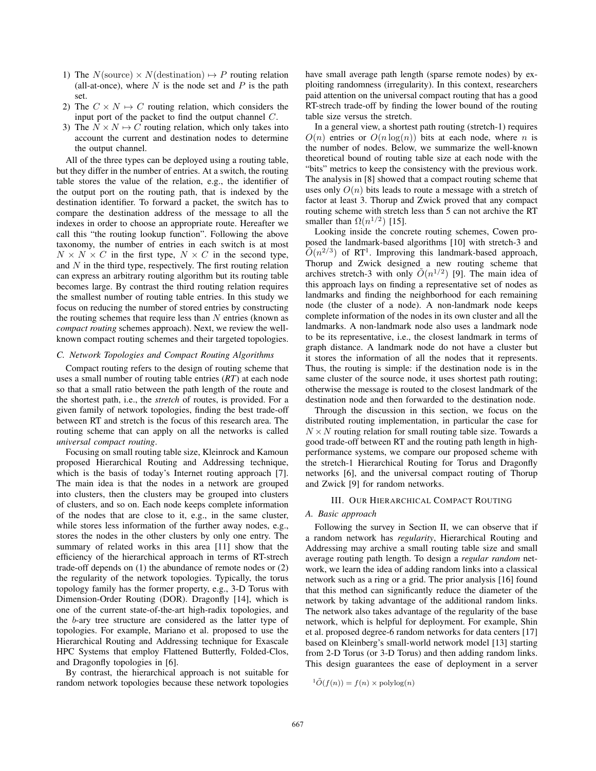1) The $N(\text{source}) \times N(\text{destination}) \mapsto P$ routing relation (all-at-once), where $N$ is the node set and $P$ is the path set.
2) The $C \times N \mapsto C$ routing relation, which considers the input port of the packet to find the output channel $C$.
3) The $N \times N \mapsto C$ routing relation, which only takes into account the current and destination nodes to determine the output channel.

All of the three types can be deployed using a routing table, but they differ in the number of entries. At a switch, the routing table stores the value of the relation, e.g., the identifier of the output port on the routing path, that is indexed by the destination identifier. To forward a packet, the switch has to compare the destination address of the message to all the indexes in order to choose an appropriate route. Hereafter we call this "the routing lookup function". Following the above taxonomy, the number of entries in each switch is at most $N \times N \times C$ in the first type, $N \times C$ in the second type, and $N$ in the third type, respectively. The first routing relation can express an arbitrary routing algorithm but its routing table becomes large. By contrast the third routing relation requires the smallest number of routing table entries. In this study we focus on reducing the number of stored entries by constructing the routing schemes that require less than $N$ entries (known as *compact routing* schemes approach). Next, we review the well-known compact routing schemes and their targeted topologies.

### C. Network Topologies and Compact Routing Algorithms

Compact routing refers to the design of routing scheme that uses a small number of routing table entries (*RT*) at each node so that a small ratio between the path length of the route and the shortest path, i.e., the *stretch* of routes, is provided. For a given family of network topologies, finding the best trade-off between RT and stretch is the focus of this research area. The routing scheme that can apply on all the networks is called *universal compact routing*.

Focusing on small routing table size, Kleinrock and Kamoun proposed Hierarchical Routing and Addressing technique, which is the basis of today's Internet routing approach [7]. The main idea is that the nodes in a network are grouped into clusters, then the clusters may be grouped into clusters of clusters, and so on. Each node keeps complete information of the nodes that are close to it, e.g., in the same cluster, while stores less information of the further away nodes, e.g., stores the nodes in the other clusters by only one entry. The summary of related works in this area [11] show that the efficiency of the hierarchical approach in terms of RT-strech trade-off depends on (1) the abundance of remote nodes or (2) the regularity of the network topologies. Typically, the torus topology family has the former property, e.g., 3-D Torus with Dimension-Order Routing (DOR). Dragonfly [14], which is one of the current state-of-the-art high-radix topologies, and the $b$-ary tree structure are considered as the latter type of topologies. For example, Mariano et al. proposed to use the Hierarchical Routing and Addressing technique for Exascale HPC Systems that employ Flattened Butterfly, Folded-Clos, and Dragonfly topologies in [6].

By contrast, the hierarchical approach is not suitable for random network topologies because these network topologies have small average path length (sparse remote nodes) by exploiting randomness (irregularity). In this context, researchers paid attention on the universal compact routing that has a good RT-strech trade-off by finding the lower bound of the routing table size versus the stretch.

In a general view, a shortest path routing (stretch-1) requires $O(n)$ entries or $O(n \log(n))$ bits at each node, where $n$ is the number of nodes. Below, we summarize the well-known theoretical bound of routing table size at each node with the "bits" metrics to keep the consistency with the previous work. The analysis in [8] showed that a compact routing scheme that uses only $O(n)$ bits leads to route a message with a stretch of factor at least 3. Thorup and Zwick proved that any compact routing scheme with stretch less than 5 can not archive the RT smaller than $\Omega(n^{1/2})$ [15].

Looking inside the concrete routing schemes, Cowen proposed the landmark-based algorithms [10] with stretch-3 and $\tilde{O}(n^{2/3})$ of RT[1]. Improving this landmark-based approach, Thorup and Zwick designed a new routing scheme that archives stretch-3 with only $\tilde{O}(n^{1/2})$ [9]. The main idea of this approach lays on finding a representative set of nodes as landmarks and finding the neighborhood for each remaining node (the cluster of a node). A non-landmark node keeps complete information of the nodes in its own cluster and all the landmarks. A non-landmark node also uses a landmark node to be its representative, i.e., the closest landmark in terms of graph distance. A landmark node do not have a cluster but it stores the information of all the nodes that it represents. Thus, the routing is simple: if the destination node is in the same cluster of the source node, it uses shortest path routing; otherwise the message is routed to the closest landmark of the destination node and then forwarded to the destination node.

Through the discussion in this section, we focus on the distributed routing implementation, in particular the case for $N \times N$ routing relation for small routing table size. Towards a good trade-off between RT and the routing path length in high-performance systems, we compare our proposed scheme with the stretch-1 Hierarchical Routing for Torus and Dragonfly networks [6], and the universal compact routing of Thorup and Zwick [9] for random networks.

## III. Our Hierarchical Compact Routing

### A. Basic approach

Following the survey in Section II, we can observe that if a random network has *regularity*, Hierarchical Routing and Addressing may archive a small routing table size and small average routing path length. To design a *regular random* network, we learn the idea of adding random links into a classical network such as a ring or a grid. The prior analysis [16] found that this method can significantly reduce the diameter of the network by taking advantage of the additional random links. The network also takes advantage of the regularity of the base network, which is helpful for deployment. For example, Shin et al. proposed degree-6 random networks for data centers [17] based on Kleinberg's small-world network model [13] starting from 2-D Torus (or 3-D Torus) and then adding random links. This design guarantees the ease of deployment in a server

[1] $\tilde{O}(f(n)) = f(n) \times \text{polylog}(n)$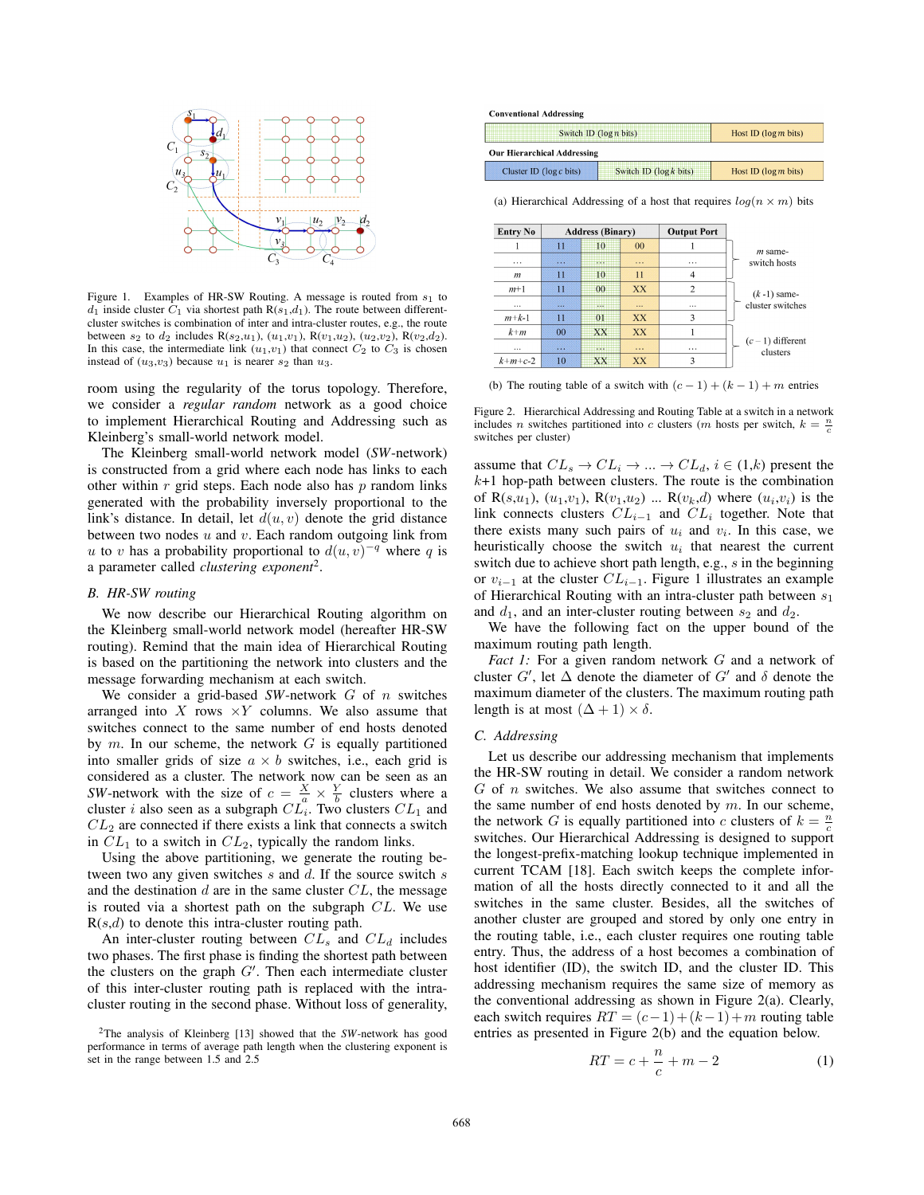Figure 1. Examples of HR-SW Routing. A message is routed from $s_1$ to $d_1$ inside cluster $C_1$ via shortest path R($s_1$,$d_1$). The route between different-cluster switches is combination of inter and intra-cluster routes, e.g., the route between $s_2$ to $d_2$ includes R($s_2$,$u_1$), ($u_1$,$v_1$), R($v_1$,$u_2$), ($u_2$,$v_2$), R($v_2$,$d_2$). In this case, the intermediate link ($u_1$,$v_1$) that connect $C_2$ to $C_3$ is chosen instead of ($u_3$,$v_3$) because $u_1$ is nearer $s_2$ than $u_3$.

room using the regularity of the torus topology. Therefore, we consider a *regular random* network as a good choice to implement Hierarchical Routing and Addressing such as Kleinberg's small-world network model.

The Kleinberg small-world network model (*SW*-network) is constructed from a grid where each node has links to each other within $r$ grid steps. Each node also has $p$ random links generated with the probability inversely proportional to the link's distance. In detail, let $d(u, v)$ denote the grid distance between two nodes $u$ and $v$. Each random outgoing link from $u$ to $v$ has a probability proportional to $d(u, v)^{-q}$ where $q$ is a parameter called *clustering exponent*[2].

### B. HR-SW routing

We now describe our Hierarchical Routing algorithm on the Kleinberg small-world network model (hereafter HR-SW routing). Remind that the main idea of Hierarchical Routing is based on the partitioning the network into clusters and the message forwarding mechanism at each switch.

We consider a grid-based *SW*-network $G$ of $n$ switches arranged into $X$ rows $\times Y$ columns. We also assume that switches connect to the same number of end hosts denoted by $m$. In our scheme, the network $G$ is equally partitioned into smaller grids of size $a \times b$ switches, i.e., each grid is considered as a cluster. The network now can be seen as an *SW*-network with the size of $c = \frac{X}{a} \times \frac{Y}{b}$ clusters where a cluster $i$ also seen as a subgraph $CL_i$. Two clusters $CL_1$ and $CL_2$ are connected if there exists a link that connects a switch in $CL_1$ to a switch in $CL_2$, typically the random links.

Using the above partitioning, we generate the routing between two any given switches $s$ and $d$. If the source switch $s$ and the destination $d$ are in the same cluster $CL$, the message is routed via a shortest path on the subgraph $CL$. We use R($s$,$d$) to denote this intra-cluster routing path.

An inter-cluster routing between $CL_s$ and $CL_d$ includes two phases. The first phase is finding the shortest path between the clusters on the graph $G'$. Then each intermediate cluster of this inter-cluster routing path is replaced with the intra-cluster routing in the second phase. Without loss of generality, assume that $CL_s \rightarrow CL_i \rightarrow ... \rightarrow CL_d$, $i \in (1,k)$ present the $k$+1 hop-path between clusters. The route is the combination of R($s$,$u_1$), ($u_1$,$v_1$), R($v_1$,$u_2$) ... R($v_k$,$d$) where ($u_i$,$v_i$) is the link connects clusters $CL_{i-1}$ and $CL_i$ together. Note that there exists many such pairs of $u_i$ and $v_i$. In this case, we heuristically choose the switch $u_i$ that nearest the current switch due to achieve short path length, e.g., $s$ in the beginning or $v_{i-1}$ at the cluster $CL_{i-1}$. Figure 1 illustrates an example of Hierarchical Routing with an intra-cluster path between $s_1$ and $d_1$, and an inter-cluster routing between $s_2$ and $d_2$.

We have the following fact on the upper bound of the maximum routing length.

*Fact 1:* For a given random network $G$ and a network of cluster $G'$, let $\Delta$ denote the diameter of $G'$ and $\delta$ denote the maximum diameter of the clusters. The maximum routing path length is at most $(\Delta + 1) \times \delta$.

[2]The analysis of Kleinberg [13] showed that the *SW*-network has good performance in terms of average path length when the clustering exponent is set in the range between 1.5 and 2.5

**Conventional Addressing**

| Switch ID ($\log n$ bits) | Host ID ($\log m$ bits) |
|---|---|

**Our Hierarchical Addressing**

| Cluster ID ($\log c$ bits) | Switch ID ($\log k$ bits) | Host ID ($\log m$ bits) |
|---|---|---|

(a) Hierarchical Addressing of a host that requires $log(n \times m)$ bits

| Entry No | Address (Binary) | | | Output Port | |
|---|---|---|---|---|---|
| 1 | 11 | 10 | 00 | 1 | $m$ same-switch hosts |
| ... | ... | ... | ... | ... | |
| $m$ | 11 | 10 | 11 | 4 | |
| $m$+1 | 11 | 00 | XX | 2 | ($k$ -1) same-cluster switches |
| ... | ... | ... | ... | ... | |
| $m$+$k$-1 | 11 | 01 | XX | 3 | |
| $k$+$m$ | 00 | XX | XX | 1 | ($c$ − 1) different clusters |
| ... | ... | ... | ... | ... | |
| $k$+$m$+$c$-2 | 10 | XX | XX | 3 | |

(b) The routing table of a switch with $(c-1)+(k-1)+m$ entries

Figure 2. Hierarchical Addressing and Routing Table at a switch in a network includes $n$ switches partitioned into $c$ clusters ($m$ hosts per switch, $k = \frac{n}{c}$ switches per cluster)

### C. Addressing

Let us describe our addressing mechanism that implements the HR-SW routing in detail. We consider a random network $G$ of $n$ switches. We also assume that switches connect to the same number of end hosts denoted by $m$. In our scheme, the network $G$ is equally partitioned into $c$ clusters of $k = \frac{n}{c}$ switches. Our Hierarchical Addressing is designed to support the longest-prefix-matching lookup technique implemented in current TCAM [18]. Each switch keeps the complete information of all the hosts directly connected to it and all the switches in the same cluster. Besides, all the switches of another cluster are grouped and stored by only one entry in the routing table, i.e., each cluster requires one routing table entry. Thus, the address of a host becomes a combination of host identifier (ID), the switch ID, and the cluster ID. This addressing mechanism requires the same size of memory as the conventional addressing as shown in Figure 2(a). Clearly, each switch requires $RT = (c-1)+(k-1)+m$ routing table entries as presented in Figure 2(b) and the equation below.

$$RT = c + \frac{n}{c} + m - 2 \tag{1}$$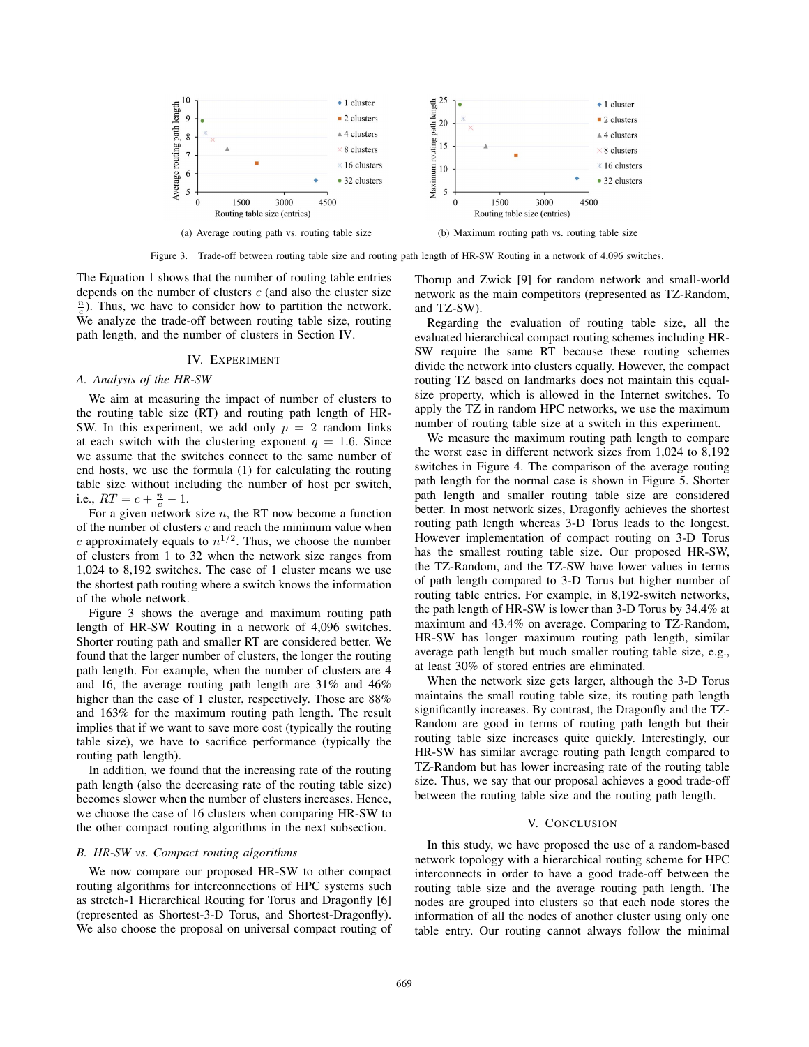(a) Average routing path vs. routing table size

(b) Maximum routing path vs. routing table size

Figure 3. Trade-off between routing table size and routing path length of HR-SW Routing in a network of 4,096 switches.

The Equation 1 shows that the number of routing table entries depends on the number of clusters $c$ (and also the cluster size $\frac{n}{c}$). Thus, we have to consider how to partition the network. We analyze the trade-off between routing table size, routing path length, and the number of clusters in Section IV.

## IV. Experiment

### A. Analysis of the HR-SW

We aim at measuring the impact of number of clusters to the routing table size (RT) and routing path length of HR-SW. In this experiment, we add only $p = 2$ random links at each switch with the clustering exponent $q = 1.6$. Since we assume that the switches connect to the same number of end hosts, we use the formula (1) for calculating the routing table size without including the number of host per switch, i.e., $RT = c + \frac{n}{c} - 1$.

For a given network size $n$, the RT now become a function of the number of clusters $c$ and reach the minimum value when $c$ approximately equals to $n^{1/2}$. Thus, we choose the number of clusters from 1 to 32 when the network size ranges from 1,024 to 8,192 switches. The case of 1 cluster means we use the shortest path routing where a switch knows the information of the whole network.

Figure 3 shows the average and maximum routing path length of HR-SW Routing in a network of 4,096 switches. Shorter routing path and smaller RT are considered better. We found that the larger number of clusters, the longer the routing path length. For example, when the number of clusters are 4 and 16, the average routing path length are 31% and 46% higher than the case of 1 cluster, respectively. Those are 88% and 163% for the maximum routing path length. The result implies that if we want to save more cost (typically the routing table size), we have to sacrifice performance (typically the routing path length).

In addition, we found that the increasing rate of the routing path length (also the decreasing rate of the routing table size) becomes slower when the number of clusters increases. Hence, we choose the case of 16 clusters when comparing HR-SW to the other compact routing algorithms in the next subsection.

### B. HR-SW vs. Compact routing algorithms

We now compare our proposed HR-SW to other compact routing algorithms for interconnections of HPC systems such as stretch-1 Hierarchical Routing for Torus and Dragonfly [6] (represented as Shortest-3-D Torus, and Shortest-Dragonfly). We also choose the proposal on universal compact routing of Thorup and Zwick [9] for random network and small-world network as the main competitors (represented as TZ-Random, and TZ-SW).

Regarding the evaluation of routing table size, all the evaluated hierarchical compact routing schemes including HR-SW require the same RT because these routing schemes divide the network into clusters equally. However, the compact routing TZ based on landmarks does not maintain this equal-size property, which is allowed in the Internet switches. To apply the TZ in random HPC networks, we use the maximum number of routing table size at a switch in this experiment.

We measure the maximum routing path length to compare the worst case in different network sizes from 1,024 to 8,192 switches in Figure 4. The comparison of the average routing path length for the normal case is shown in Figure 5. Shorter path length and smaller routing table size are considered better. In most network sizes, Dragonfly achieves the shortest routing path length whereas 3-D Torus leads to the longest. However implementation of compact routing on 3-D Torus has the smallest routing table size. Our proposed HR-SW, the TZ-Random, and the TZ-SW have lower values in terms of path length compared to 3-D Torus but higher number of routing table entries. For example, in 8,192-switch networks, the path length of HR-SW is lower than 3-D Torus by 34.4% at maximum and 43.4% on average. Comparing to TZ-Random, HR-SW has longer maximum routing path length, similar average path length but much smaller routing table size, e.g., at least 30% of stored entries are eliminated.

When the network size gets larger, although the 3-D Torus maintains the small routing table size, its routing path length significantly increases. By contrast, the Dragonfly and the TZ-Random are good in terms of routing path length but their routing table size increases quite quickly. Interestingly, our HR-SW has similar average routing path length compared to TZ-Random but has lower increasing rate of the routing table size. Thus, we say that our proposal achieves a good trade-off between the routing table size and the routing path length.

## V. Conclusion

In this study, we have proposed the use of a random-based network topology with a hierarchical routing scheme for HPC interconnects in order to have a good trade-off between the routing table size and the average routing path length. The nodes are grouped into clusters so that each node stores the information of all the nodes of another cluster using only one table entry. Our routing cannot always follow the minimal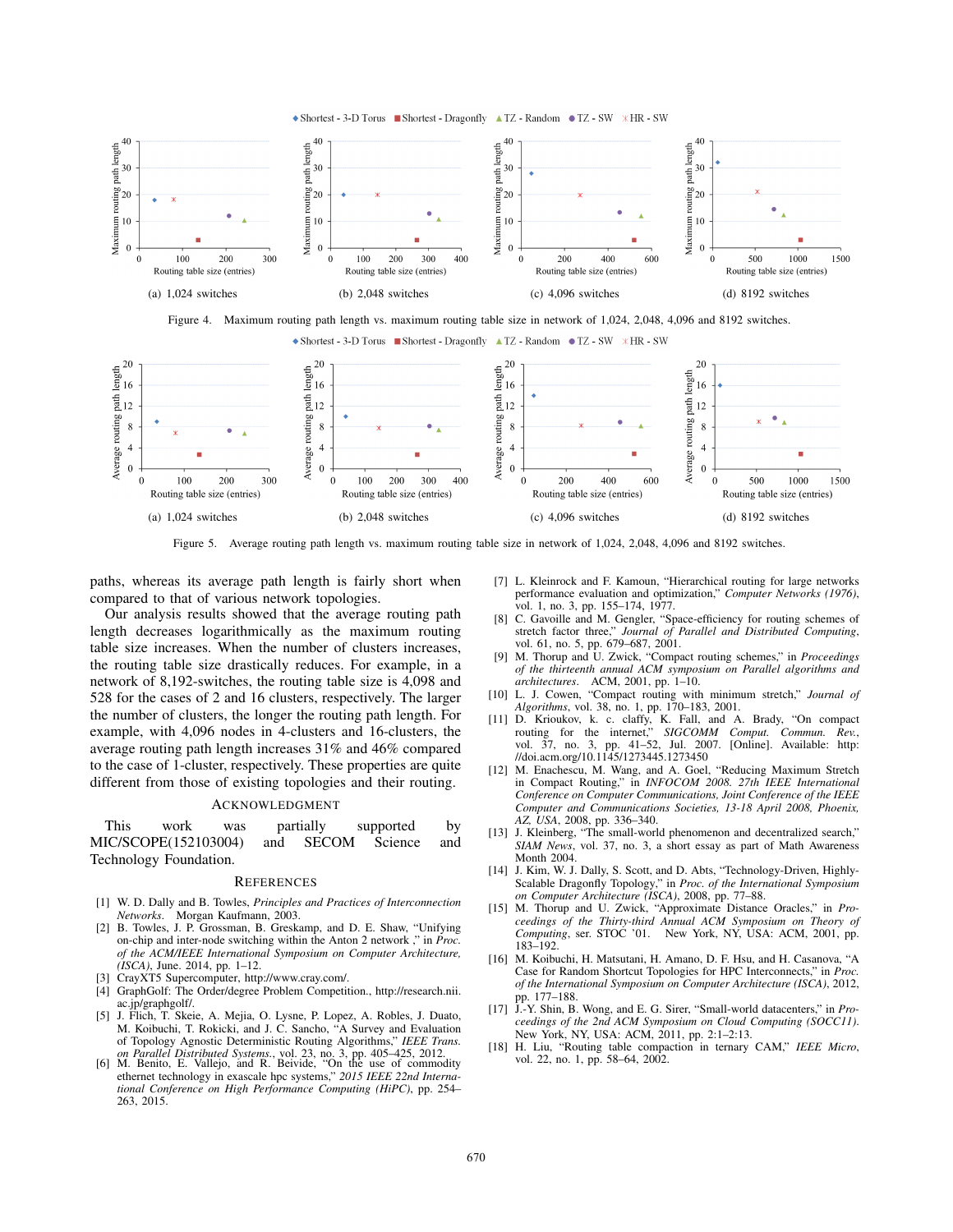◆ Shortest - 3-D Torus ■ Shortest - Dragonfly ▲ TZ - Random ● TZ - SW ✳ HR - SW

Maximum routing path length

Routing table size (entries)

(a) 1,024 switches

(b) 2,048 switches

(c) 4,096 switches

(d) 8192 switches

Figure 4. Maximum routing path length vs. maximum routing table size in network of 1,024, 2,048, 4,096 and 8192 switches.

◆ Shortest - 3-D Torus ■ Shortest - Dragonfly ▲ TZ - Random ● TZ - SW ✳ HR - SW

Average routing path length

Routing table size (entries)

(a) 1,024 switches

(b) 2,048 switches

(c) 4,096 switches

(d) 8192 switches

Figure 5. Average routing path length vs. maximum routing table size in network of 1,024, 2,048, 4,096 and 8192 switches.

paths, whereas its average path length is fairly short when compared to that of various network topologies.

Our analysis results showed that the average routing path length decreases logarithmically as the maximum routing table size increases. When the number of clusters increases, the routing table size drastically reduces. For example, in a network of 8,192-switches, the routing table size is 4,098 and 528 for the cases of 2 and 16 clusters, respectively. The larger the number of clusters, the longer the routing path length. For example, with 4,096 nodes in 4-clusters and 16-clusters, the average routing path length increases 31% and 46% compared to the case of 1-cluster, respectively. These properties are quite different from those of existing topologies and their routing.

## Acknowledgment

This work was partially supported by MIC/SCOPE(152103004) and SECOM Science and Technology Foundation.

## References

[1] W. D. Dally and B. Towles, *Principles and Practices of Interconnection Networks*. Morgan Kaufmann, 2003.

[2] B. Towles, J. P. Grossman, B. Greskamp, and D. E. Shaw, "Unifying on-chip and inter-node switching within the Anton 2 network ," in *Proc. of the ACM/IEEE International Symposium on Computer Architecture, (ISCA)*, June. 2014, pp. 1–12.

[3] CrayXT5 Supercomputer, http://www.cray.com/.

[4] GraphGolf: The Order/degree Problem Competition., http://research.nii.ac.jp/graphgolf/.

[5] J. Flich, T. Skeie, A. Mejia, O. Lysne, P. Lopez, A. Robles, J. Duato, M. Koibuchi, T. Rokicki, and J. C. Sancho, "A Survey and Evaluation of Topology Agnostic Deterministic Routing Algorithms," *IEEE Trans. on Parallel Distributed Systems.*, vol. 23, no. 3, pp. 405–425, 2012.

[6] M. Benito, E. Vallejo, and R. Beivide, "On the use of commodity ethernet technology in exascale hpc systems," *2015 IEEE 22nd International Conference on High Performance Computing (HiPC)*, pp. 254–263, 2015.

[7] L. Kleinrock and F. Kamoun, "Hierarchical routing for large networks performance evaluation and optimization," *Computer Networks (1976)*, vol. 1, no. 3, pp. 155–174, 1977.

[8] C. Gavoille and M. Gengler, "Space-efficiency for routing schemes of stretch factor three," *Journal of Parallel and Distributed Computing*, vol. 61, no. 5, pp. 679–687, 2001.

[9] M. Thorup and U. Zwick, "Compact routing schemes," in *Proceedings of the thirteenth annual ACM symposium on Parallel algorithms and architectures*. ACM, 2001, pp. 1–10.

[10] L. J. Cowen, "Compact routing with minimum stretch," *Journal of Algorithms*, vol. 38, no. 1, pp. 170–183, 2001.

[11] D. Krioukov, k. c. claffy, K. Fall, and A. Brady, "On compact routing for the internet," *SIGCOMM Comput. Commun. Rev.*, vol. 37, no. 3, pp. 41–52, Jul. 2007. [Online]. Available: http://doi.acm.org/10.1145/1273445.1273450

[12] M. Enachescu, M. Wang, and A. Goel, "Reducing Maximum Stretch in Compact Routing," in *INFOCOM 2008. 27th IEEE International Conference on Computer Communications, Joint Conference of the IEEE Computer and Communications Societies, 13-18 April 2008, Phoenix, AZ, USA*, 2008, pp. 336–340.

[13] J. Kleinberg, "The small-world phenomenon and decentralized search," *SIAM News*, vol. 37, no. 3, a short essay as part of Math Awareness Month 2004.

[14] J. Kim, W. J. Dally, S. Scott, and D. Abts, "Technology-Driven, Highly-Scalable Dragonfly Topology," in *Proc. of the International Symposium on Computer Architecture (ISCA)*, 2008, pp. 77–88.

[15] M. Thorup and U. Zwick, "Approximate Distance Oracles," in *Proceedings of the Thirty-third Annual ACM Symposium on Theory of Computing*, ser. STOC '01. New York, NY, USA: ACM, 2001, pp. 183–192.

[16] M. Koibuchi, H. Matsutani, H. Amano, D. F. Hsu, and H. Casanova, "A Case for Random Shortcut Topologies for HPC Interconnects," in *Proc. of the International Symposium on Computer Architecture (ISCA)*, 2012, pp. 177–188.

[17] J.-Y. Shin, B. Wong, and E. G. Sirer, "Small-world datacenters," in *Proceedings of the 2nd ACM Symposium on Cloud Computing (SOCC11)*. New York, NY, USA: ACM, 2011, pp. 2:1–2:13.

[18] H. Liu, "Routing table compaction in ternary CAM," *IEEE Micro*, vol. 22, no. 1, pp. 58–64, 2002.